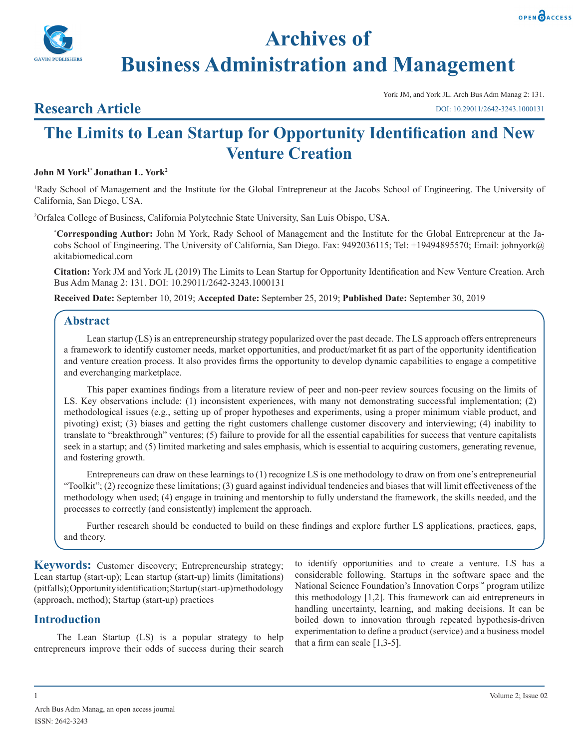# Archives of Business Administration and Management

## Research Article

# The Limits to Lean Startup for Opportunity Identification and New Venture Creation

**John M York[1*] Jonathan L. York[2]**

[1]Rady School of Management and the Institute for the Global Entrepreneur at the Jacobs School of Engineering. The University of California, San Diego, USA.

[2]Orfalea College of Business, California Polytechnic State University, San Luis Obispo, USA.

**[*]Corresponding Author:** John M York, Rady School of Management and the Institute for the Global Entrepreneur at the Jacobs School of Engineering. The University of California, San Diego. Fax: 9492036115; Tel: +19494895570; Email: johnyork@akitabiomedical.com

**Citation:** York JM and York JL (2019) The Limits to Lean Startup for Opportunity Identification and New Venture Creation. Arch Bus Adm Manag 2: 131. DOI: 10.29011/2642-3243.1000131

**Received Date:** September 10, 2019; **Accepted Date:** September 25, 2019; **Published Date:** September 30, 2019

## Abstract

Lean startup (LS) is an entrepreneurship strategy popularized over the past decade. The LS approach offers entrepreneurs a framework to identify customer needs, market opportunities, and product/market fit as part of the opportunity identification and venture creation process. It also provides firms the opportunity to develop dynamic capabilities to engage a competitive and everchanging marketplace.

This paper examines findings from a literature review of peer and non-peer review sources focusing on the limits of LS. Key observations include: (1) inconsistent experiences, with many not demonstrating successful implementation; (2) methodological issues (e.g., setting up of proper hypotheses and experiments, using a proper minimum viable product, and pivoting) exist; (3) biases and getting the right customers challenge customer discovery and interviewing; (4) inability to translate to "breakthrough" ventures; (5) failure to provide for all the essential capabilities for success that venture capitalists seek in a startup; and (5) limited marketing and sales emphasis, which is essential to acquiring customers, generating revenue, and fostering growth.

Entrepreneurs can draw on these learnings to (1) recognize LS is one methodology to draw on from one's entrepreneurial "Toolkit"; (2) recognize these limitations; (3) guard against individual tendencies and biases that will limit effectiveness of the methodology when used; (4) engage in training and mentorship to fully understand the framework, the skills needed, and the processes to correctly (and consistently) implement the approach.

Further research should be conducted to build on these findings and explore further LS applications, practices, gaps, and theory.

**Keywords:** Customer discovery; Entrepreneurship strategy; Lean startup (start-up); Lean startup (start-up) limits (limitations) (pitfalls); Opportunity identification; Startup (start-up) methodology (approach, method); Startup (start-up) practices

## Introduction

The Lean Startup (LS) is a popular strategy to help entrepreneurs improve their odds of success during their search to identify opportunities and to create a venture. LS has a considerable following. Startups in the software space and the National Science Foundation's Innovation Corps™ program utilize this methodology [1,2]. This framework can aid entrepreneurs in handling uncertainty, learning, and making decisions. It can be boiled down to innovation through repeated hypothesis-driven experimentation to define a product (service) and a business model that a firm can scale [1,3-5].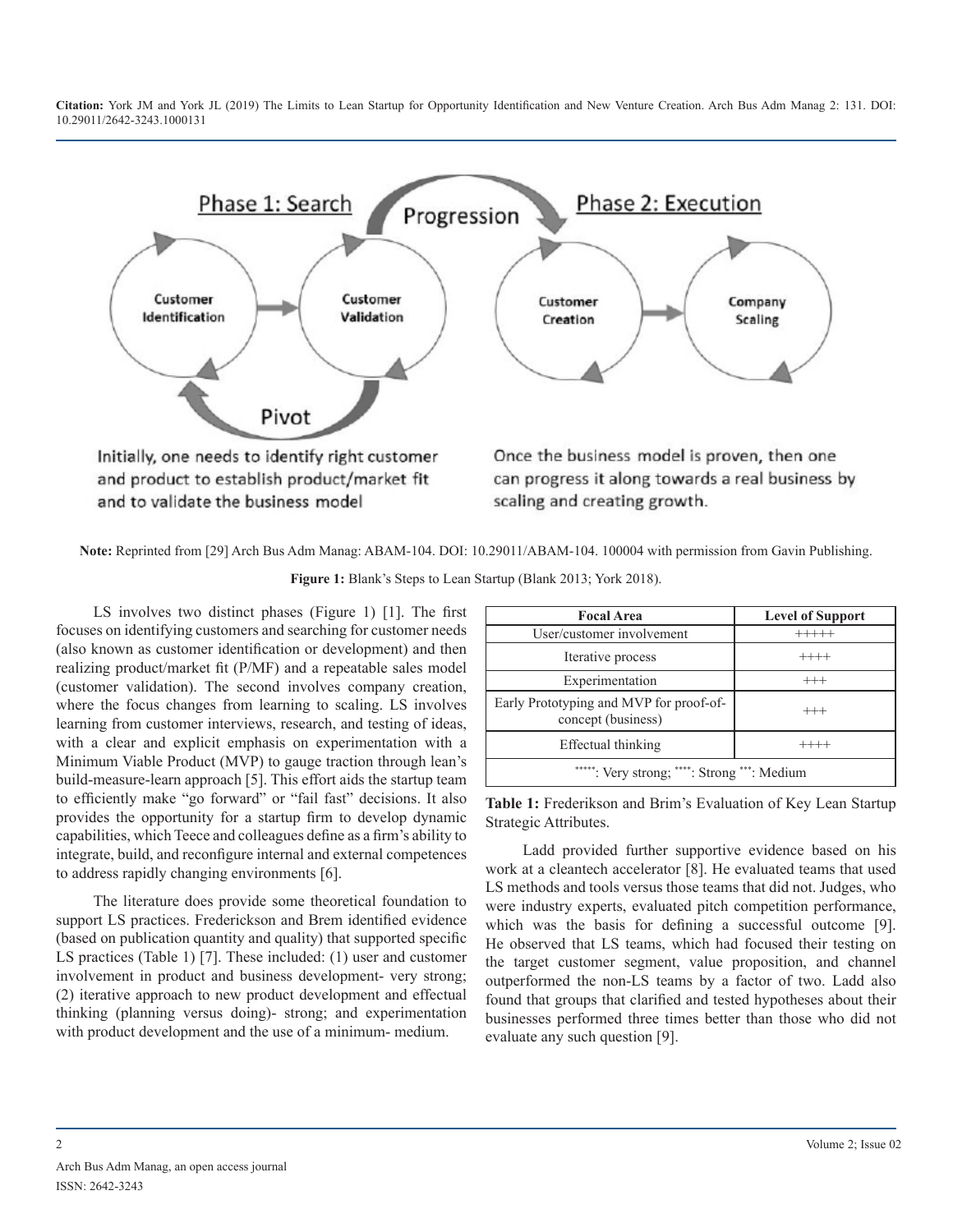**Note:** Reprinted from [29] Arch Bus Adm Manag: ABAM-104. DOI: 10.29011/ABAM-104. 100004 with permission from Gavin Publishing.

**Figure 1:** Blank's Steps to Lean Startup (Blank 2013; York 2018).

LS involves two distinct phases (Figure 1) [1]. The first focuses on identifying customers and searching for customer needs (also known as customer identification or development) and then realizing product/market fit (P/MF) and a repeatable sales model (customer validation). The second involves company creation, where the focus changes from learning to scaling. LS involves learning from customer interviews, research, and testing of ideas, with a clear and explicit emphasis on experimentation with a Minimum Viable Product (MVP) to gauge traction through lean's build-measure-learn approach [5]. This effort aids the startup team to efficiently make "go forward" or "fail fast" decisions. It also provides the opportunity for a startup firm to develop dynamic capabilities, which Teece and colleagues define as a firm's ability to integrate, build, and reconfigure internal and external competences to address rapidly changing environments [6].

The literature does provide some theoretical foundation to support LS practices. Frederickson and Brem identified evidence (based on publication quantity and quality) that supported specific LS practices (Table 1) [7]. These included: (1) user and customer involvement in product and business development- very strong; (2) iterative approach to new product development and effectual thinking (planning versus doing)- strong; and experimentation with product development and the use of a minimum- medium.

| Focal Area | Level of Support |
|---|---|
| User/customer involvement | +++++ |
| Iterative process | ++++ |
| Experimentation | +++ |
| Early Prototyping and MVP for proof-of-concept (business) | +++ |
| Effectual thinking | ++++ |
| *****: Very strong; ****: Strong ***: Medium | |

**Table 1:** Frederikson and Brim's Evaluation of Key Lean Startup Strategic Attributes.

Ladd provided further supportive evidence based on his work at a cleantech accelerator [8]. He evaluated teams that used LS methods and tools versus those teams that did not. Judges, who were industry experts, evaluated pitch competition performance, which was the basis for defining a successful outcome [9]. He observed that LS teams, which had focused their testing on the target customer segment, value proposition, and channel outperformed the non-LS teams by a factor of two. Ladd also found that groups that clarified and tested hypotheses about their businesses performed three times better than those who did not evaluate any such question [9].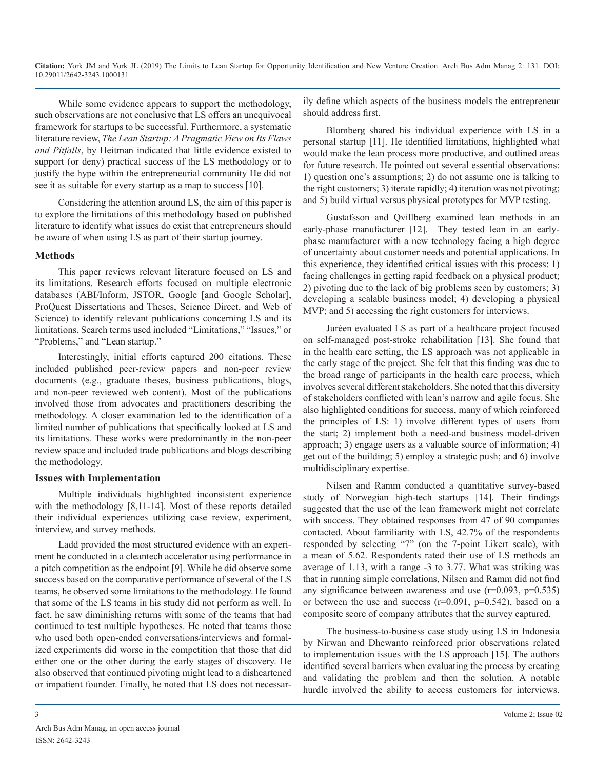While some evidence appears to support the methodology, such observations are not conclusive that LS offers an unequivocal framework for startups to be successful. Furthermore, a systematic literature review, *The Lean Startup: A Pragmatic View on Its Flaws and Pitfalls*, by Heitman indicated that little evidence existed to support (or deny) practical success of the LS methodology or to justify the hype within the entrepreneurial community He did not see it as suitable for every startup as a map to success [10].

Considering the attention around LS, the aim of this paper is to explore the limitations of this methodology based on published literature to identify what issues do exist that entrepreneurs should be aware of when using LS as part of their startup journey.

## Methods

This paper reviews relevant literature focused on LS and its limitations. Research efforts focused on multiple electronic databases (ABI/Inform, JSTOR, Google [and Google Scholar], ProQuest Dissertations and Theses, Science Direct, and Web of Science) to identify relevant publications concerning LS and its limitations. Search terms used included "Limitations," "Issues," or "Problems," and "Lean startup."

Interestingly, initial efforts captured 200 citations. These included published peer-review papers and non-peer review documents (e.g., graduate theses, business publications, blogs, and non-peer reviewed web content). Most of the publications involved those from advocates and practitioners describing the methodology. A closer examination led to the identification of a limited number of publications that specifically looked at LS and its limitations. These works were predominantly in the non-peer review space and included trade publications and blogs describing the methodology.

## Issues with Implementation

Multiple individuals highlighted inconsistent experience with the methodology [8,11-14]. Most of these reports detailed their individual experiences utilizing case review, experiment, interview, and survey methods.

Ladd provided the most structured evidence with an experiment he conducted in a cleantech accelerator using performance in a pitch competition as the endpoint [9]. While he did observe some success based on the comparative performance of several of the LS teams, he observed some limitations to the methodology. He found that some of the LS teams in his study did not perform as well. In fact, he saw diminishing returns with some of the teams that had continued to test multiple hypotheses. He noted that teams those who used both open-ended conversations/interviews and formalized experiments did worse in the competition that those that did either one or the other during the early stages of discovery. He also observed that continued pivoting might lead to a disheartened or impatient founder. Finally, he noted that LS does not necessarily define which aspects of the business models the entrepreneur should address first.

Blomberg shared his individual experience with LS in a personal startup [11]. He identified limitations, highlighted what would make the lean process more productive, and outlined areas for future research. He pointed out several essential observations: 1) question one's assumptions; 2) do not assume one is talking to the right customers; 3) iterate rapidly; 4) iteration was not pivoting; and 5) build virtual versus physical prototypes for MVP testing.

Gustafsson and Qvillberg examined lean methods in an early-phase manufacturer [12]. They tested lean in an early-phase manufacturer with a new technology facing a high degree of uncertainty about customer needs and potential applications. In this experience, they identified critical issues with this process: 1) facing challenges in getting rapid feedback on a physical product; 2) pivoting due to the lack of big problems seen by customers; 3) developing a scalable business model; 4) developing a physical MVP; and 5) accessing the right customers for interviews.

Juréen evaluated LS as part of a healthcare project focused on self-managed post-stroke rehabilitation [13]. She found that in the health care setting, the LS approach was not applicable in the early stage of the project. She felt that this finding was due to the broad range of participants in the health care process, which involves several different stakeholders. She noted that this diversity of stakeholders conflicted with lean's narrow and agile focus. She also highlighted conditions for success, many of which reinforced the principles of LS: 1) involve different types of users from the start; 2) implement both a need-and business model-driven approach; 3) engage users as a valuable source of information; 4) get out of the building; 5) employ a strategic push; and 6) involve multidisciplinary expertise.

Nilsen and Ramm conducted a quantitative survey-based study of Norwegian high-tech startups [14]. Their findings suggested that the use of the lean framework might not correlate with success. They obtained responses from 47 of 90 companies contacted. About familiarity with LS, 42.7% of the respondents responded by selecting "7" (on the 7-point Likert scale), with a mean of 5.62. Respondents rated their use of LS methods an average of 1.13, with a range -3 to 3.77. What was striking was that in running simple correlations, Nilsen and Ramm did not find any significance between awareness and use ($r=0.093$, $p=0.535$) or between the use and success ($r=0.091$, $p=0.542$), based on a composite score of company attributes that the survey captured.

The business-to-business case study using LS in Indonesia by Nirwan and Dhewanto reinforced prior observations related to implementation issues with the LS approach [15]. The authors identified several barriers when evaluating the process by creating and validating the problem and then the solution. A notable hurdle involved the ability to access customers for interviews.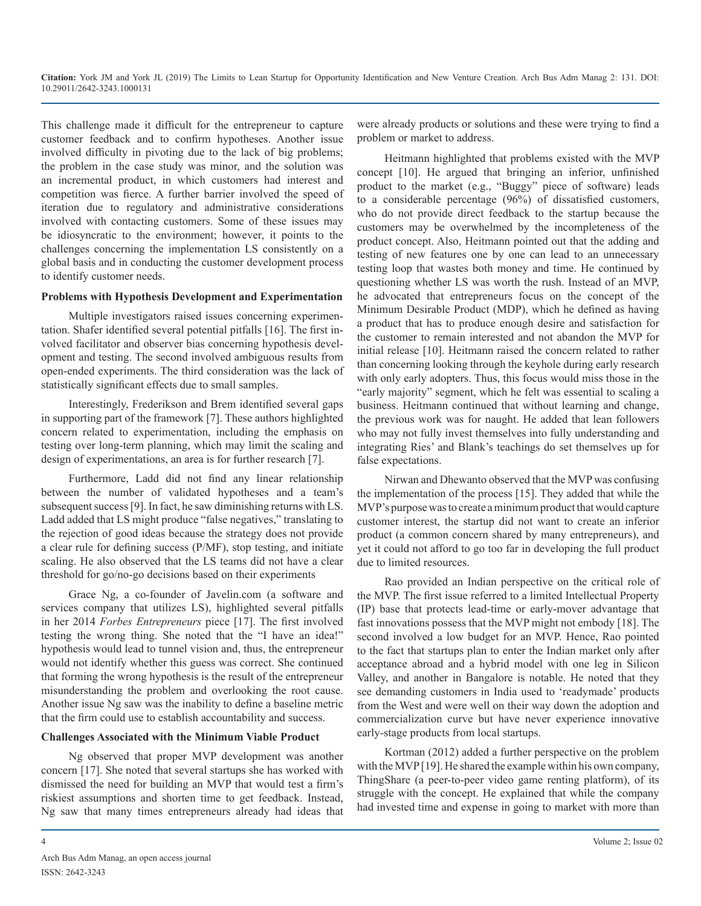This challenge made it difficult for the entrepreneur to capture customer feedback and to confirm hypotheses. Another issue involved difficulty in pivoting due to the lack of big problems; the problem in the case study was minor, and the solution was an incremental product, in which customers had interest and competition was fierce. A further barrier involved the speed of iteration due to regulatory and administrative considerations involved with contacting customers. Some of these issues may be idiosyncratic to the environment; however, it points to the challenges concerning the implementation LS consistently on a global basis and in conducting the customer development process to identify customer needs.

**Problems with Hypothesis Development and Experimentation**

Multiple investigators raised issues concerning experimentation. Shafer identified several potential pitfalls [16]. The first involved facilitator and observer bias concerning hypothesis development and testing. The second involved ambiguous results from open-ended experiments. The third consideration was the lack of statistically significant effects due to small samples.

Interestingly, Frederikson and Brem identified several gaps in supporting part of the framework [7]. These authors highlighted concern related to experimentation, including the emphasis on testing over long-term planning, which may limit the scaling and design of experimentations, an area is for further research [7].

Furthermore, Ladd did not find any linear relationship between the number of validated hypotheses and a team's subsequent success [9]. In fact, he saw diminishing returns with LS. Ladd added that LS might produce "false negatives," translating to the rejection of good ideas because the strategy does not provide a clear rule for defining success (P/MF), stop testing, and initiate scaling. He also observed that the LS teams did not have a clear threshold for go/no-go decisions based on their experiments

Grace Ng, a co-founder of Javelin.com (a software and services company that utilizes LS), highlighted several pitfalls in her 2014 *Forbes Entrepreneurs* piece [17]. The first involved testing the wrong thing. She noted that the "I have an idea!" hypothesis would lead to tunnel vision and, thus, the entrepreneur would not identify whether this guess was correct. She continued that forming the wrong hypothesis is the result of the entrepreneur misunderstanding the problem and overlooking the root cause. Another issue Ng saw was the inability to define a baseline metric that the firm could use to establish accountability and success.

**Challenges Associated with the Minimum Viable Product**

Ng observed that proper MVP development was another concern [17]. She noted that several startups she has worked with dismissed the need for building an MVP that would test a firm's riskiest assumptions and shorten time to get feedback. Instead, Ng saw that many times entrepreneurs already had ideas that were already products or solutions and these were trying to find a problem or market to address.

Heitmann highlighted that problems existed with the MVP concept [10]. He argued that bringing an inferior, unfinished product to the market (e.g., "Buggy" piece of software) leads to a considerable percentage (96%) of dissatisfied customers, who do not provide direct feedback to the startup because the customers may be overwhelmed by the incompleteness of the product concept. Also, Heitmann pointed out that the adding and testing of new features one by one can lead to an unnecessary testing loop that wastes both money and time. He continued by questioning whether LS was worth the rush. Instead of an MVP, he advocated that entrepreneurs focus on the concept of the Minimum Desirable Product (MDP), which he defined as having a product that has to produce enough desire and satisfaction for the customer to remain interested and not abandon the MVP for initial release [10]. Heitmann raised the concern related to rather than concerning looking through the keyhole during early research with only early adopters. Thus, this focus would miss those in the "early majority" segment, which he felt was essential to scaling a business. Heitmann continued that without learning and change, the previous work was for naught. He added that lean followers who may not fully invest themselves into fully understanding and integrating Ries' and Blank's teachings do set themselves up for false expectations.

Nirwan and Dhewanto observed that the MVP was confusing the implementation of the process [15]. They added that while the MVP's purpose was to create a minimum product that would capture customer interest, the startup did not want to create an inferior product (a common concern shared by many entrepreneurs), and yet it could not afford to go too far in developing the full product due to limited resources.

Rao provided an Indian perspective on the critical role of the MVP. The first issue referred to a limited Intellectual Property (IP) base that protects lead-time or early-mover advantage that fast innovations possess that the MVP might not embody [18]. The second involved a low budget for an MVP. Hence, Rao pointed to the fact that startups plan to enter the Indian market only after acceptance abroad and a hybrid model with one leg in Silicon Valley, and another in Bangalore is notable. He noted that they see demanding customers in India used to 'readymade' products from the West and were well on their way down the adoption and commercialization curve but have never experience innovative early-stage products from local startups.

Kortman (2012) added a further perspective on the problem with the MVP [19]. He shared the example within his own company, ThingShare (a peer-to-peer video game renting platform), of its struggle with the concept. He explained that while the company had invested time and expense in going to market with more than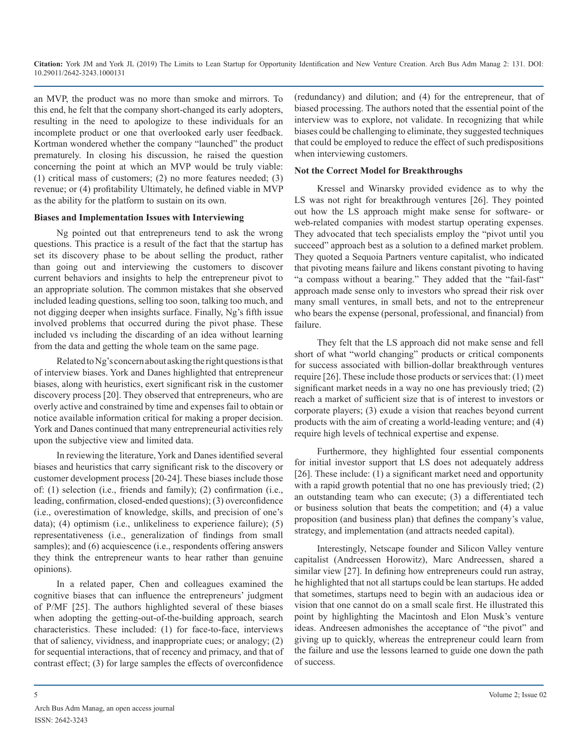an MVP, the product was no more than smoke and mirrors. To this end, he felt that the company short-changed its early adopters, resulting in the need to apologize to these individuals for an incomplete product or one that overlooked early user feedback. Kortman wondered whether the company "launched" the product prematurely. In closing his discussion, he raised the question concerning the point at which an MVP would be truly viable: (1) critical mass of customers; (2) no more features needed; (3) revenue; or (4) profitability Ultimately, he defined viable in MVP as the ability for the platform to sustain on its own.

**Biases and Implementation Issues with Interviewing**

Ng pointed out that entrepreneurs tend to ask the wrong questions. This practice is a result of the fact that the startup has set its discovery phase to be about selling the product, rather than going out and interviewing the customers to discover current behaviors and insights to help the entrepreneur pivot to an appropriate solution. The common mistakes that she observed included leading questions, selling too soon, talking too much, and not digging deeper when insights surface. Finally, Ng's fifth issue involved problems that occurred during the pivot phase. These included vs including the discarding of an idea without learning from the data and getting the whole team on the same page.

Related to Ng's concern about asking the right questions is that of interview biases. York and Danes highlighted that entrepreneur biases, along with heuristics, exert significant risk in the customer discovery process [20]. They observed that entrepreneurs, who are overly active and constrained by time and expenses fail to obtain or notice available information critical for making a proper decision. York and Danes continued that many entrepreneurial activities rely upon the subjective view and limited data.

In reviewing the literature, York and Danes identified several biases and heuristics that carry significant risk to the discovery or customer development process [20-24]. These biases include those of: (1) selection (i.e., friends and family); (2) confirmation (i.e., leading, confirmation, closed-ended questions); (3) overconfidence (i.e., overestimation of knowledge, skills, and precision of one's data); (4) optimism (i.e., unlikeliness to experience failure); (5) representativeness (i.e., generalization of findings from small samples); and (6) acquiescence (i.e., respondents offering answers they think the entrepreneur wants to hear rather than genuine opinions).

In a related paper, Chen and colleagues examined the cognitive biases that can influence the entrepreneurs' judgment of P/MF [25]. The authors highlighted several of these biases when adopting the getting-out-of-the-building approach, search characteristics. These included: (1) for face-to-face, interviews that of saliency, vividness, and inappropriate cues; or analogy; (2) for sequential interactions, that of recency and primacy, and that of contrast effect; (3) for large samples the effects of overconfidence (redundancy) and dilution; and (4) for the entrepreneur, that of biased processing. The authors noted that the essential point of the interview was to explore, not validate. In recognizing that while biases could be challenging to eliminate, they suggested techniques that could be employed to reduce the effect of such predispositions when interviewing customers.

**Not the Correct Model for Breakthroughs**

Kressel and Winarsky provided evidence as to why the LS was not right for breakthrough ventures [26]. They pointed out how the LS approach might make sense for software- or web-related companies with modest startup operating expenses. They advocated that tech specialists employ the "pivot until you succeed" approach best as a solution to a defined market problem. They quoted a Sequoia Partners venture capitalist, who indicated that pivoting means failure and likens constant pivoting to having "a compass without a bearing." They added that the "fail-fast" approach made sense only to investors who spread their risk over many small ventures, in small bets, and not to the entrepreneur who bears the expense (personal, professional, and financial) from failure.

They felt that the LS approach did not make sense and fell short of what "world changing" products or critical components for success associated with billion-dollar breakthrough ventures require [26]. These include those products or services that: (1) meet significant market needs in a way no one has previously tried; (2) reach a market of sufficient size that is of interest to investors or corporate players; (3) exude a vision that reaches beyond current products with the aim of creating a world-leading venture; and (4) require high levels of technical expertise and expense.

Furthermore, they highlighted four essential components for initial investor support that LS does not adequately address [26]. These include: (1) a significant market need and opportunity with a rapid growth potential that no one has previously tried; (2) an outstanding team who can execute; (3) a differentiated tech or business solution that beats the competition; and (4) a value proposition (and business plan) that defines the company's value, strategy, and implementation (and attracts needed capital).

Interestingly, Netscape founder and Silicon Valley venture capitalist (Andreessen Horowitz), Marc Andreessen, shared a similar view [27]. In defining how entrepreneurs could run astray, he highlighted that not all startups could be lean startups. He added that sometimes, startups need to begin with an audacious idea or vision that one cannot do on a small scale first. He illustrated this point by highlighting the Macintosh and Elon Musk's venture ideas. Andreesen admonishes the acceptance of "the pivot" and giving up to quickly, whereas the entrepreneur could learn from the failure and use the lessons learned to guide one down the path of success.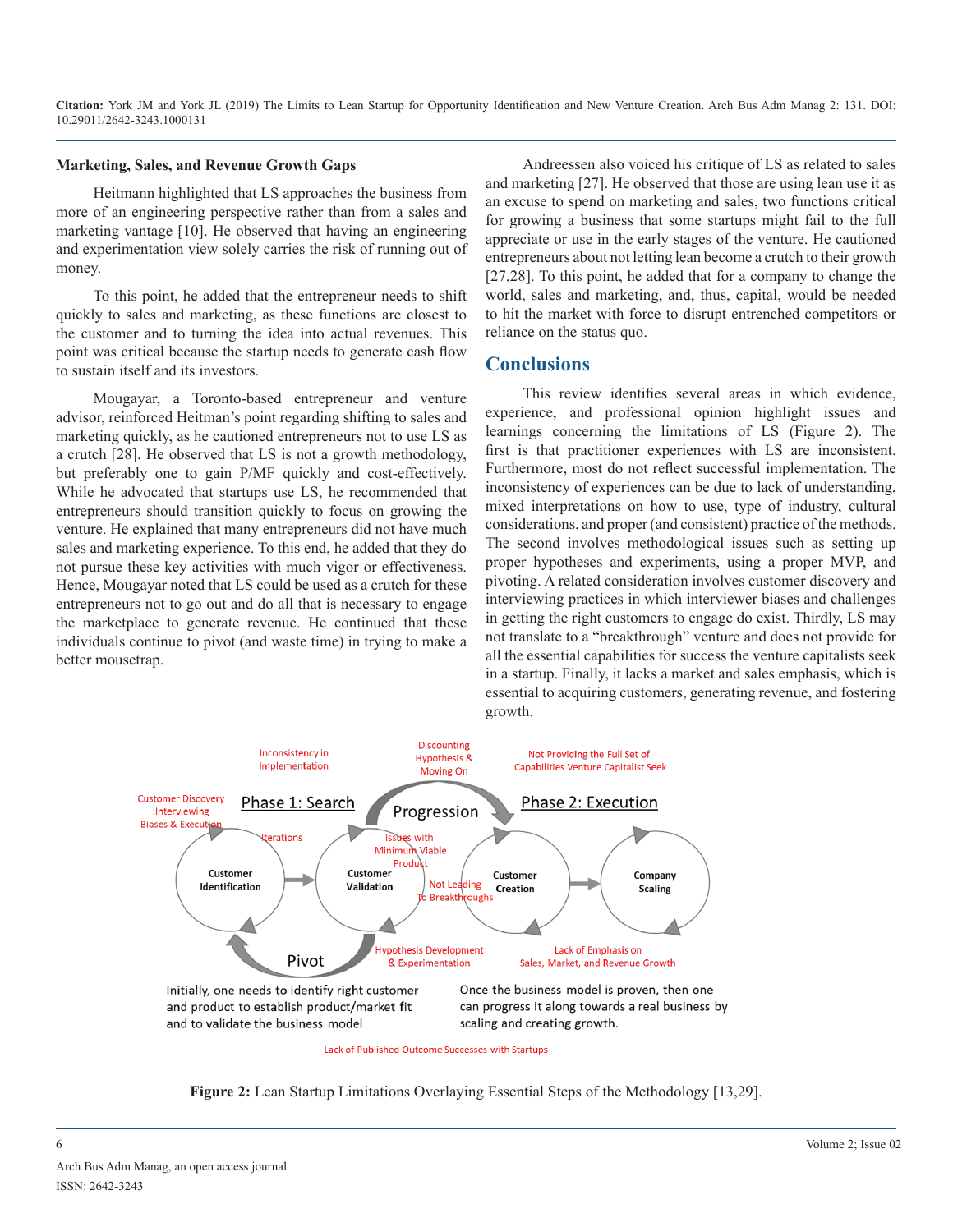### Marketing, Sales, and Revenue Growth Gaps

Heitmann highlighted that LS approaches the business from more of an engineering perspective rather than from a sales and marketing vantage [10]. He observed that having an engineering and experimentation view solely carries the risk of running out of money.

To this point, he added that the entrepreneur needs to shift quickly to sales and marketing, as these functions are closest to the customer and to turning the idea into actual revenues. This point was critical because the startup needs to generate cash flow to sustain itself and its investors.

Mougayar, a Toronto-based entrepreneur and venture advisor, reinforced Heitman's point regarding shifting to sales and marketing quickly, as he cautioned entrepreneurs not to use LS as a crutch [28]. He observed that LS is not a growth methodology, but preferably one to gain P/MF quickly and cost-effectively. While he advocated that startups use LS, he recommended that entrepreneurs should transition quickly to focus on growing the venture. He explained that many entrepreneurs did not have much sales and marketing experience. To this end, he added that they do not pursue these key activities with much vigor or effectiveness. Hence, Mougayar noted that LS could be used as a crutch for these entrepreneurs not to go out and do all that is necessary to engage the marketplace to generate revenue. He continued that these individuals continue to pivot (and waste time) in trying to make a better mousetrap.

Andreessen also voiced his critique of LS as related to sales and marketing [27]. He observed that those are using lean use it as an excuse to spend on marketing and sales, two functions critical for growing a business that some startups might fail to the full appreciate or use in the early stages of the venture. He cautioned entrepreneurs about not letting lean become a crutch to their growth [27,28]. To this point, he added that for a company to change the world, sales and marketing, and, thus, capital, would be needed to hit the market with force to disrupt entrenched competitors or reliance on the status quo.

## Conclusions

This review identifies several areas in which evidence, experience, and professional opinion highlight issues and learnings concerning the limitations of LS (Figure 2). The first is that practitioner experiences with LS are inconsistent. Furthermore, most do not reflect successful implementation. The inconsistency of experiences can be due to lack of understanding, mixed interpretations on how to use, type of industry, cultural considerations, and proper (and consistent) practice of the methods. The second involves methodological issues such as setting up proper hypotheses and experiments, using a proper MVP, and pivoting. A related consideration involves customer discovery and interviewing practices in which interviewer biases and challenges in getting the right customers to engage do exist. Thirdly, LS may not translate to a "breakthrough" venture and does not provide for all the essential capabilities for success the venture capitalists seek in a startup. Finally, it lacks a market and sales emphasis, which is essential to acquiring customers, generating revenue, and fostering growth.

Inconsistency in Implementation | Discounting Hypothesis & Moving On | Not Providing the Full Set of Capabilities Venture Capitalist Seek

Customer Discovery :Interviewing Biases & Execution

Phase 1: Search — Progression — Phase 2: Execution

Iterations | Issues with Minimum Viable Product | Not Leading To Breakthroughs

Customer Identification → Customer Validation → Customer Creation → Company Scaling

Pivot | Hypothesis Development & Experimentation | Lack of Emphasis on Sales, Market, and Revenue Growth

Initially, one needs to identify right customer and product to establish product/market fit and to validate the business model

Once the business model is proven, then one can progress it along towards a real business by scaling and creating growth.

Lack of Published Outcome Successes with Startups

**Figure 2:** Lean Startup Limitations Overlaying Essential Steps of the Methodology [13,29].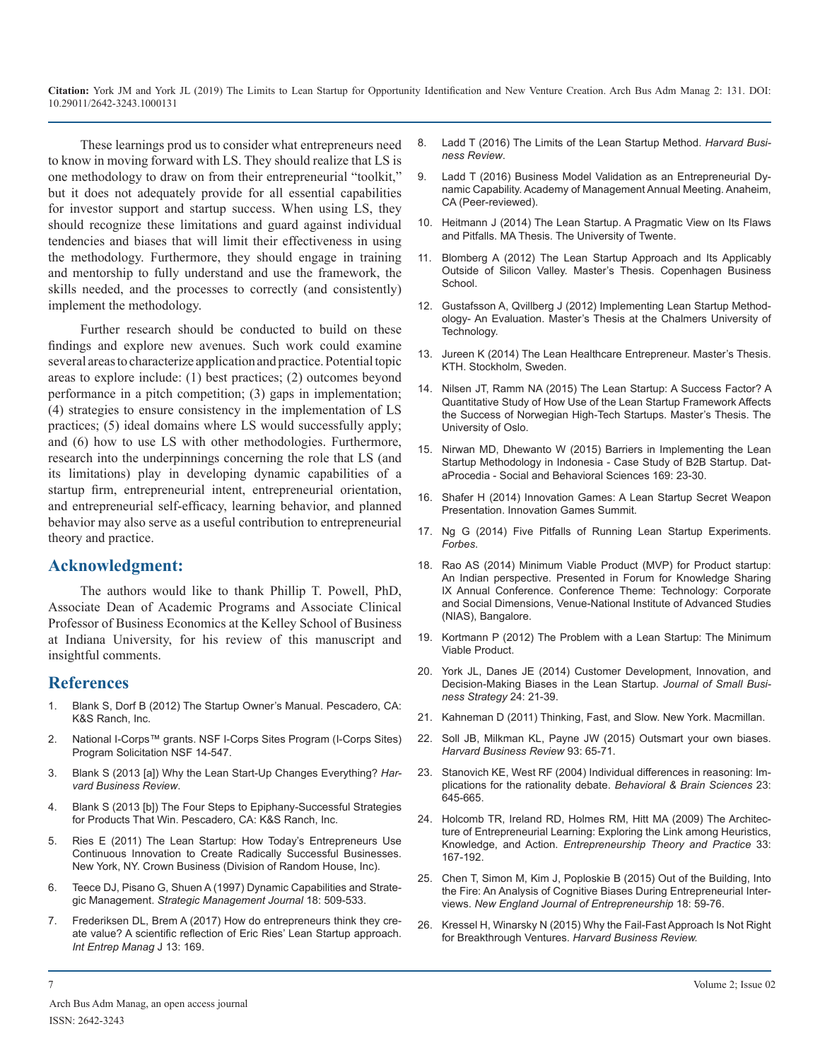These learnings prod us to consider what entrepreneurs need to know in moving forward with LS. They should realize that LS is one methodology to draw on from their entrepreneurial "toolkit," but it does not adequately provide for all essential capabilities for investor support and startup success. When using LS, they should recognize these limitations and guard against individual tendencies and biases that will limit their effectiveness in using the methodology. Furthermore, they should engage in training and mentorship to fully understand and use the framework, the skills needed, and the processes to correctly (and consistently) implement the methodology.

Further research should be conducted to build on these findings and explore new avenues. Such work could examine several areas to characterize application and practice. Potential topic areas to explore include: (1) best practices; (2) outcomes beyond performance in a pitch competition; (3) gaps in implementation; (4) strategies to ensure consistency in the implementation of LS practices; (5) ideal domains where LS would successfully apply; and (6) how to use LS with other methodologies. Furthermore, research into the underpinnings concerning the role that LS (and its limitations) play in developing dynamic capabilities of a startup firm, entrepreneurial intent, entrepreneurial orientation, and entrepreneurial self-efficacy, learning behavior, and planned behavior may also serve as a useful contribution to entrepreneurial theory and practice.

## Acknowledgment:

The authors would like to thank Phillip T. Powell, PhD, Associate Dean of Academic Programs and Associate Clinical Professor of Business Economics at the Kelley School of Business at Indiana University, for his review of this manuscript and insightful comments.

## References

1. Blank S, Dorf B (2012) The Startup Owner's Manual. Pescadero, CA: K&S Ranch, Inc.
2. National I-Corps™ grants. NSF I-Corps Sites Program (I-Corps Sites) Program Solicitation NSF 14-547.
3. Blank S (2013 [a]) Why the Lean Start-Up Changes Everything? *Harvard Business Review*.
4. Blank S (2013 [b]) The Four Steps to Epiphany-Successful Strategies for Products That Win. Pescadero, CA: K&S Ranch, Inc.
5. Ries E (2011) The Lean Startup: How Today's Entrepreneurs Use Continuous Innovation to Create Radically Successful Businesses. New York, NY. Crown Business (Division of Random House, Inc).
6. Teece DJ, Pisano G, Shuen A (1997) Dynamic Capabilities and Strategic Management. *Strategic Management Journal* 18: 509-533.
7. Frederiksen DL, Brem A (2017) How do entrepreneurs think they create value? A scientific reflection of Eric Ries' Lean Startup approach. *Int Entrep Manag* J 13: 169.
8. Ladd T (2016) The Limits of the Lean Startup Method. *Harvard Business Review*.
9. Ladd T (2016) Business Model Validation as an Entrepreneurial Dynamic Capability. Academy of Management Annual Meeting. Anaheim, CA (Peer-reviewed).
10. Heitmann J (2014) The Lean Startup. A Pragmatic View on Its Flaws and Pitfalls. MA Thesis. The University of Twente.
11. Blomberg A (2012) The Lean Startup Approach and Its Applicably Outside of Silicon Valley. Master's Thesis. Copenhagen Business School.
12. Gustafsson A, Qvillberg J (2012) Implementing Lean Startup Methodology- An Evaluation. Master's Thesis at the Chalmers University of Technology.
13. Jureen K (2014) The Lean Healthcare Entrepreneur. Master's Thesis. KTH. Stockholm, Sweden.
14. Nilsen JT, Ramm NA (2015) The Lean Startup: A Success Factor? A Quantitative Study of How Use of the Lean Startup Framework Affects the Success of Norwegian High-Tech Startups. Master's Thesis. The University of Oslo.
15. Nirwan MD, Dhewanto W (2015) Barriers in Implementing the Lean Startup Methodology in Indonesia - Case Study of B2B Startup. DataProcedia - Social and Behavioral Sciences 169: 23-30.
16. Shafer H (2014) Innovation Games: A Lean Startup Secret Weapon Presentation. Innovation Games Summit.
17. Ng G (2014) Five Pitfalls of Running Lean Startup Experiments. *Forbes*.
18. Rao AS (2014) Minimum Viable Product (MVP) for Product startup: An Indian perspective. Presented in Forum for Knowledge Sharing IX Annual Conference. Conference Theme: Technology: Corporate and Social Dimensions, Venue-National Institute of Advanced Studies (NIAS), Bangalore.
19. Kortmann P (2012) The Problem with a Lean Startup: The Minimum Viable Product.
20. York JL, Danes JE (2014) Customer Development, Innovation, and Decision-Making Biases in the Lean Startup. *Journal of Small Business Strategy* 24: 21-39.
21. Kahneman D (2011) Thinking, Fast, and Slow. New York. Macmillan.
22. Soll JB, Milkman KL, Payne JW (2015) Outsmart your own biases. *Harvard Business Review* 93: 65-71.
23. Stanovich KE, West RF (2004) Individual differences in reasoning: Implications for the rationality debate. *Behavioral & Brain Sciences* 23: 645-665.
24. Holcomb TR, Ireland RD, Holmes RM, Hitt MA (2009) The Architecture of Entrepreneurial Learning: Exploring the Link among Heuristics, Knowledge, and Action. *Entrepreneurship Theory and Practice* 33: 167-192.
25. Chen T, Simon M, Kim J, Poploskie B (2015) Out of the Building, Into the Fire: An Analysis of Cognitive Biases During Entrepreneurial Interviews. *New England Journal of Entrepreneurship* 18: 59-76.
26. Kressel H, Winarsky N (2015) Why the Fail-Fast Approach Is Not Right for Breakthrough Ventures. *Harvard Business Review*.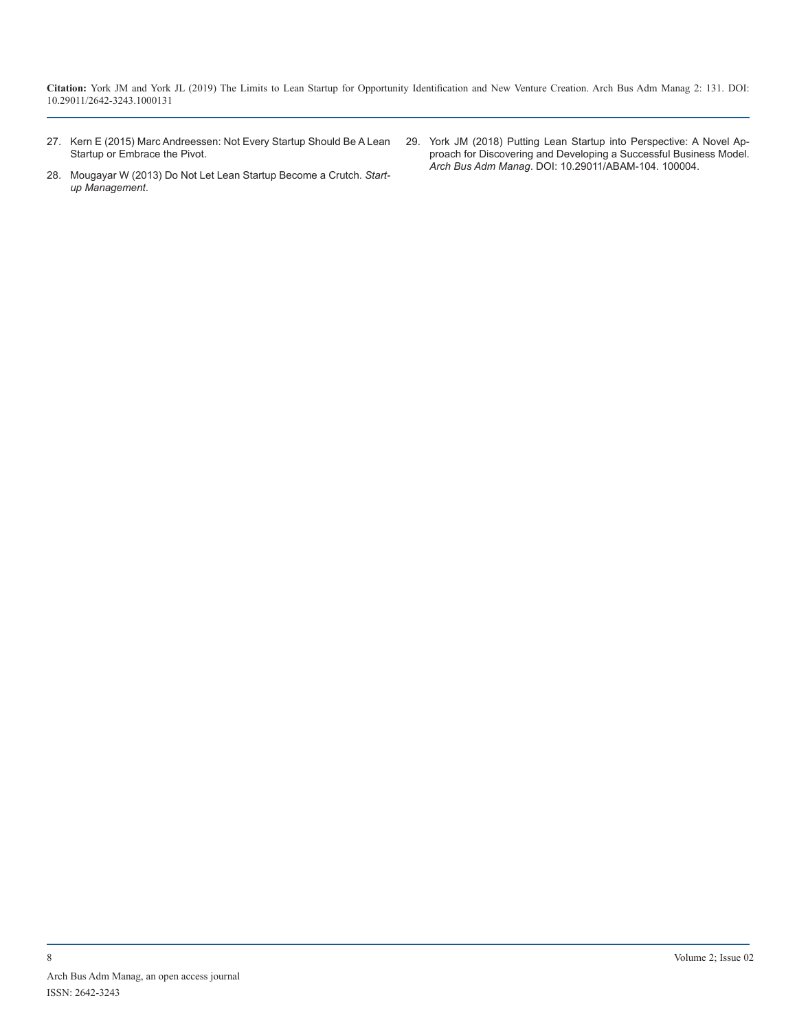27. Kern E (2015) Marc Andreessen: Not Every Startup Should Be A Lean Startup or Embrace the Pivot.

28. Mougayar W (2013) Do Not Let Lean Startup Become a Crutch. *Startup Management*.

29. York JM (2018) Putting Lean Startup into Perspective: A Novel Approach for Discovering and Developing a Successful Business Model. *Arch Bus Adm Manag*. DOI: 10.29011/ABAM-104. 100004.